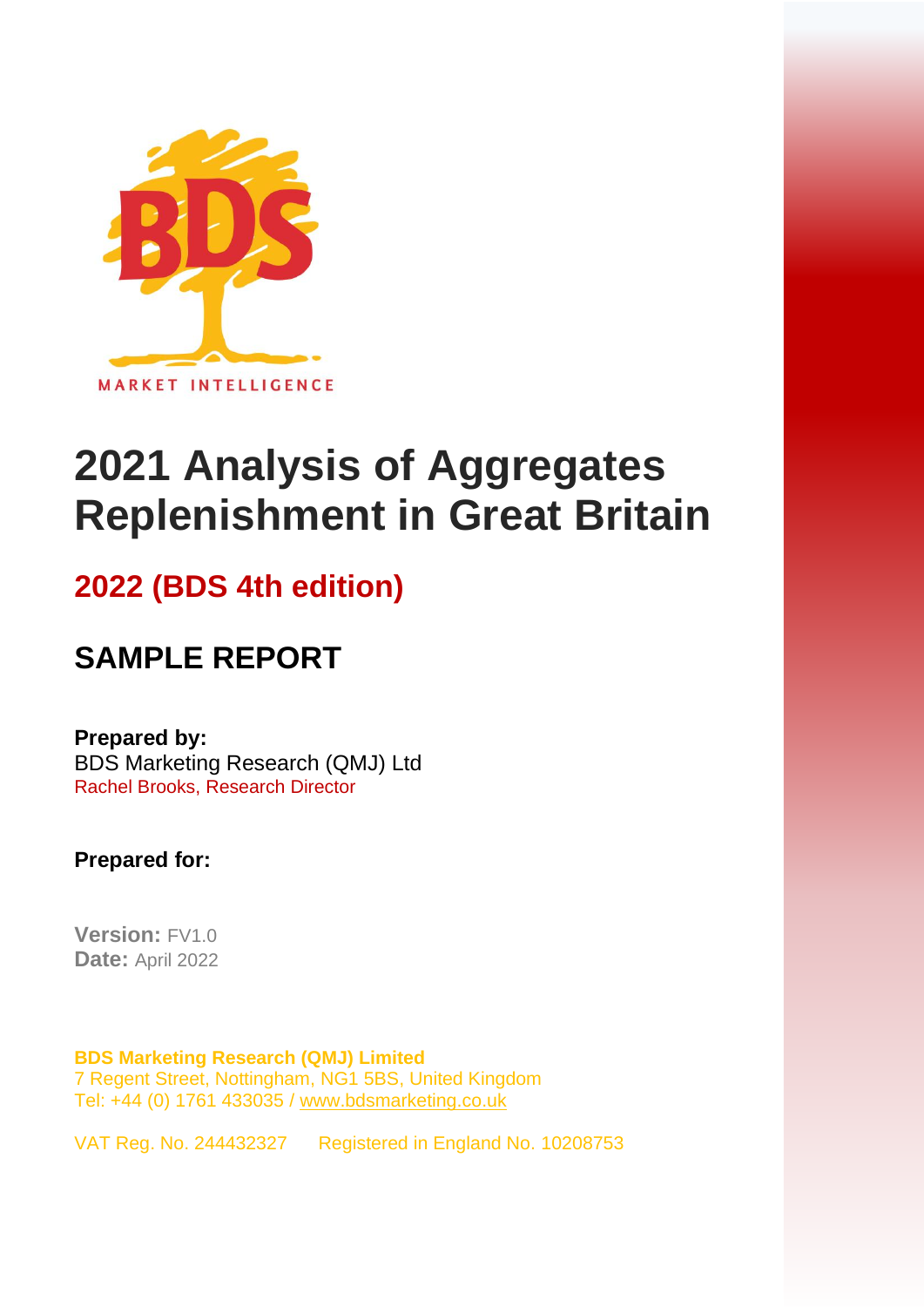BDS

MARKET INTELLIGENCE

# 2021 Analysis of Aggregates Replenishment in Great Britain

## 2022 (BDS 4th edition)

## SAMPLE REPORT

**Prepared by:**
BDS Marketing Research (QMJ) Ltd
Rachel Brooks, Research Director

**Prepared for:**

**Version:** FV1.0
**Date:** April 2022

**BDS Marketing Research (QMJ) Limited**
7 Regent Street, Nottingham, NG1 5BS, United Kingdom
Tel: +44 (0) 1761 433035 / www.bdsmarketing.co.uk

VAT Reg. No. 244432327 Registered in England No. 10208753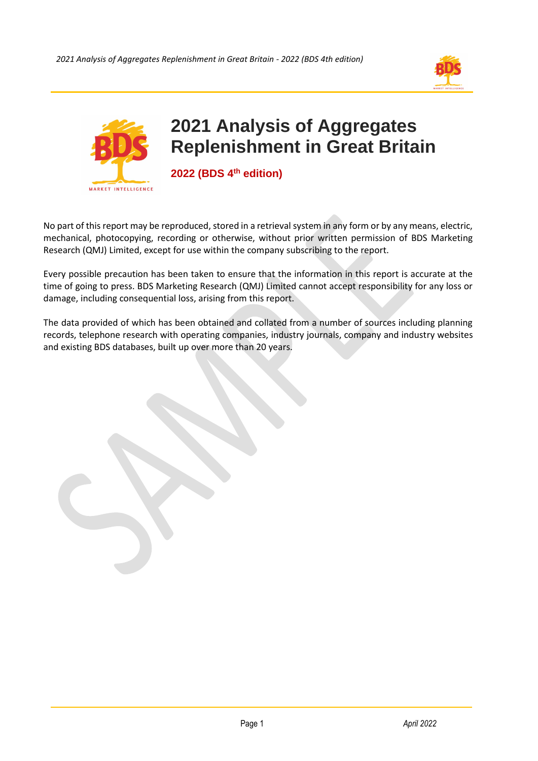# 2021 Analysis of Aggregates Replenishment in Great Britain

**2022 (BDS 4th edition)**

No part of this report may be reproduced, stored in a retrieval system in any form or by any means, electric, mechanical, photocopying, recording or otherwise, without prior written permission of BDS Marketing Research (QMJ) Limited, except for use within the company subscribing to the report.

Every possible precaution has been taken to ensure that the information in this report is accurate at the time of going to press. BDS Marketing Research (QMJ) Limited cannot accept responsibility for any loss or damage, including consequential loss, arising from this report.

The data provided of which has been obtained and collated from a number of sources including planning records, telephone research with operating companies, industry journals, company and industry websites and existing BDS databases, built up over more than 20 years.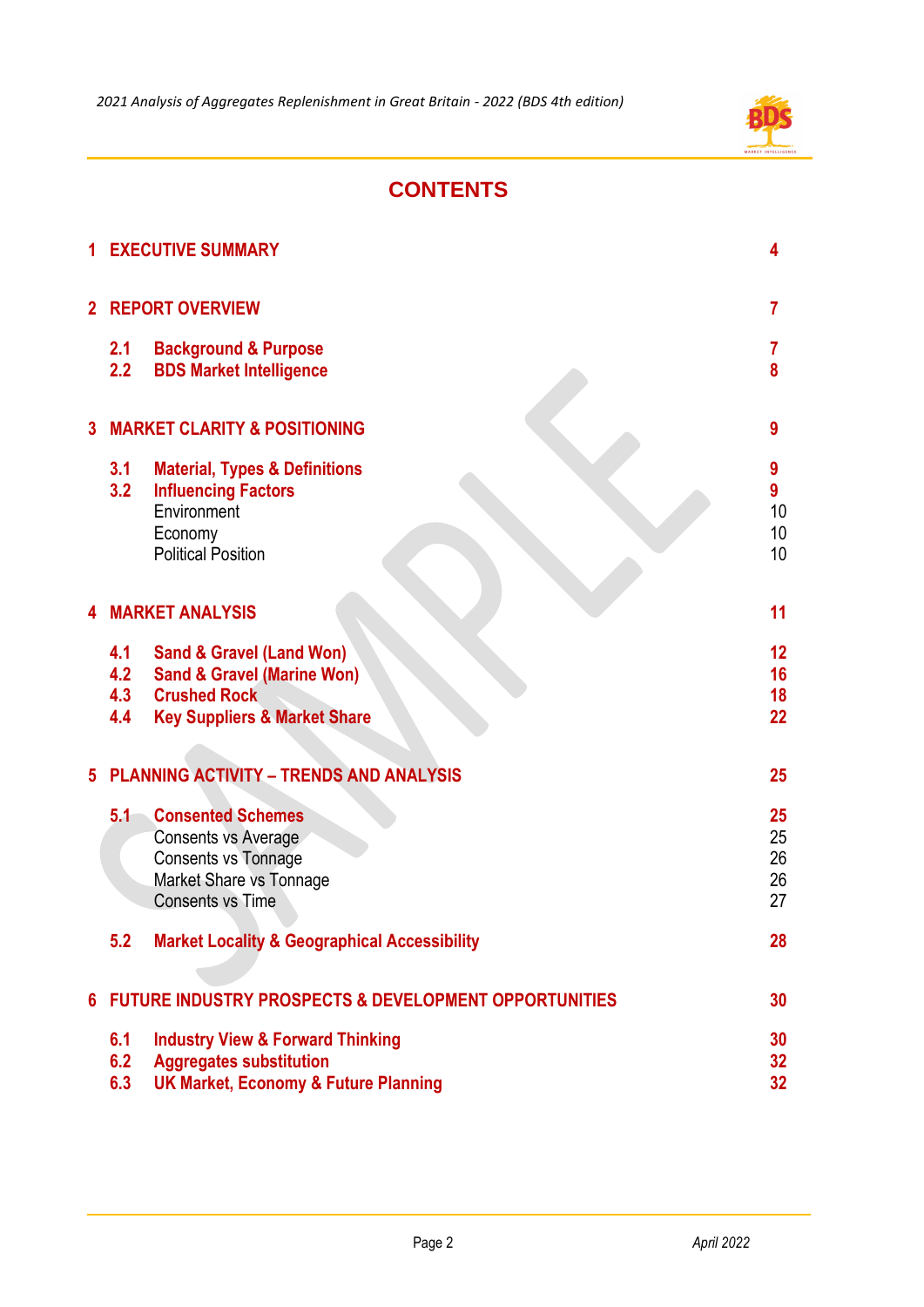# CONTENTS

| | | |
|---|---|---|
| **1** | **EXECUTIVE SUMMARY** | **4** |
| **2** | **REPORT OVERVIEW** | **7** |
| **2.1** | **Background & Purpose** | **7** |
| **2.2** | **BDS Market Intelligence** | **8** |
| **3** | **MARKET CLARITY & POSITIONING** | **9** |
| **3.1** | **Material, Types & Definitions** | **9** |
| **3.2** | **Influencing Factors** | **9** |
| | Environment | 10 |
| | Economy | 10 |
| | Political Position | 10 |
| **4** | **MARKET ANALYSIS** | **11** |
| **4.1** | **Sand & Gravel (Land Won)** | **12** |
| **4.2** | **Sand & Gravel (Marine Won)** | **16** |
| **4.3** | **Crushed Rock** | **18** |
| **4.4** | **Key Suppliers & Market Share** | **22** |
| **5** | **PLANNING ACTIVITY – TRENDS AND ANALYSIS** | **25** |
| **5.1** | **Consented Schemes** | **25** |
| | Consents vs Average | 25 |
| | Consents vs Tonnage | 26 |
| | Market Share vs Tonnage | 26 |
| | Consents vs Time | 27 |
| **5.2** | **Market Locality & Geographical Accessibility** | **28** |
| **6** | **FUTURE INDUSTRY PROSPECTS & DEVELOPMENT OPPORTUNITIES** | **30** |
| **6.1** | **Industry View & Forward Thinking** | **30** |
| **6.2** | **Aggregates substitution** | **32** |
| **6.3** | **UK Market, Economy & Future Planning** | **32** |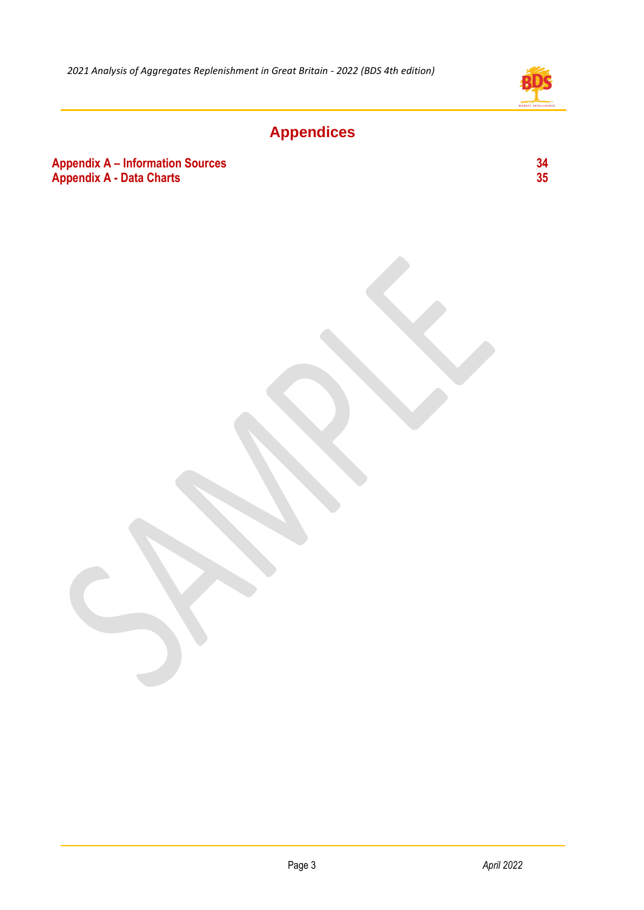# Appendices

**Appendix A – Information Sources** **34**
**Appendix A - Data Charts** **35**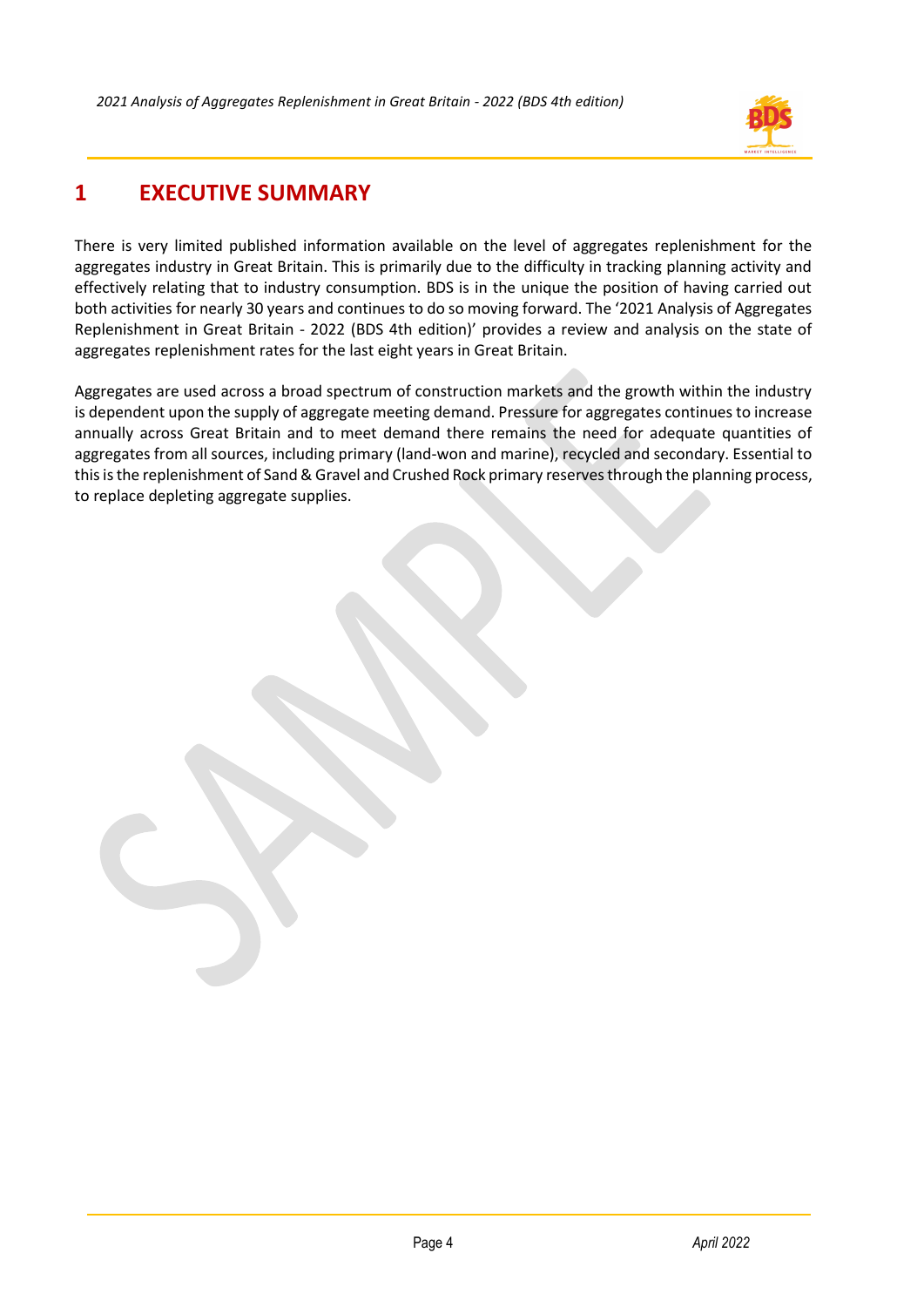# 1 EXECUTIVE SUMMARY

There is very limited published information available on the level of aggregates replenishment for the aggregates industry in Great Britain. This is primarily due to the difficulty in tracking planning activity and effectively relating that to industry consumption. BDS is in the unique the position of having carried out both activities for nearly 30 years and continues to do so moving forward. The '2021 Analysis of Aggregates Replenishment in Great Britain - 2022 (BDS 4th edition)' provides a review and analysis on the state of aggregates replenishment rates for the last eight years in Great Britain.

Aggregates are used across a broad spectrum of construction markets and the growth within the industry is dependent upon the supply of aggregate meeting demand. Pressure for aggregates continues to increase annually across Great Britain and to meet demand there remains the need for adequate quantities of aggregates from all sources, including primary (land-won and marine), recycled and secondary. Essential to this is the replenishment of Sand & Gravel and Crushed Rock primary reserves through the planning process, to replace depleting aggregate supplies.